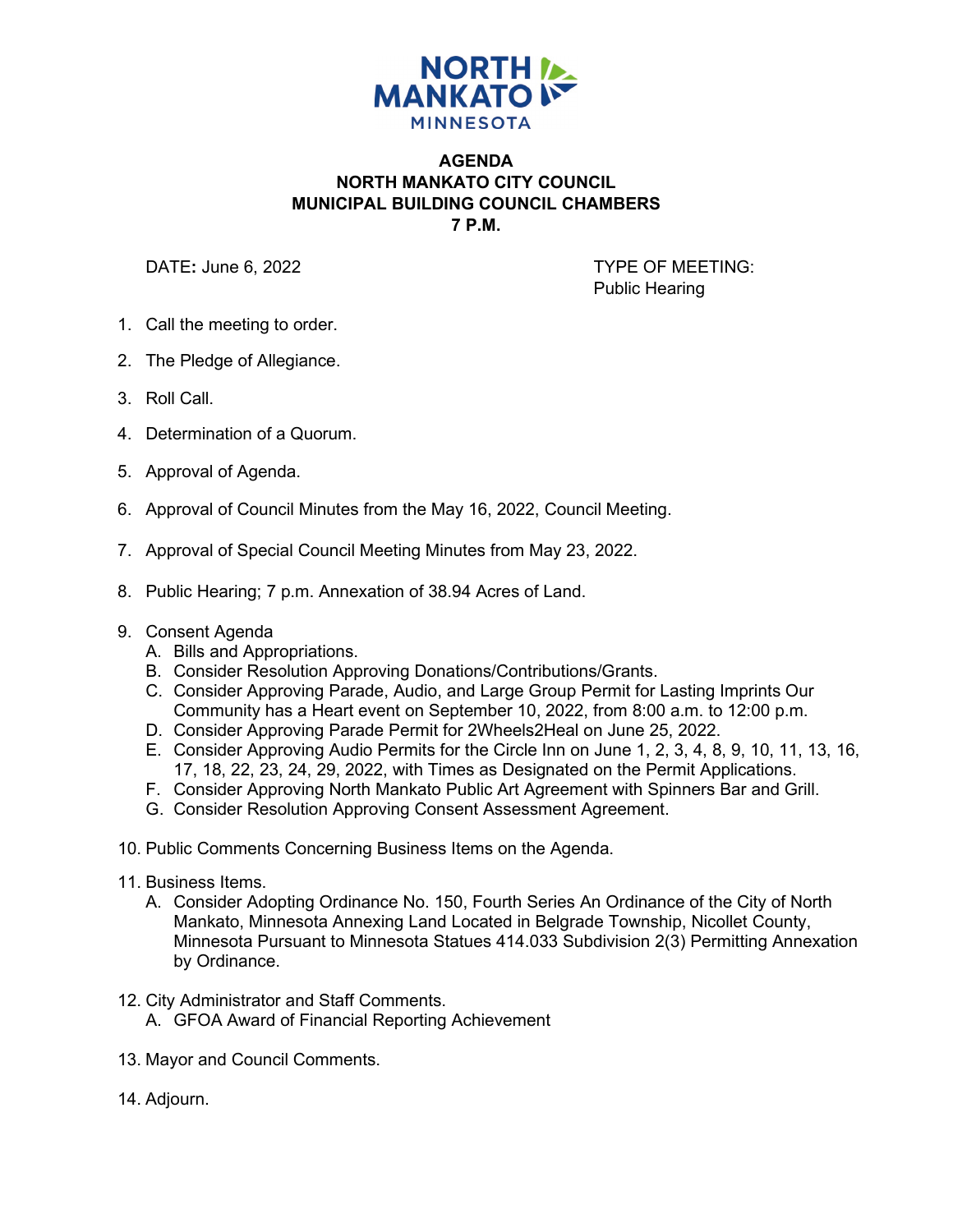NORTH MANKATO MINNESOTA

# AGENDA
# NORTH MANKATO CITY COUNCIL
# MUNICIPAL BUILDING COUNCIL CHAMBERS
# 7 P.M.

DATE**:** June 6, 2022

TYPE OF MEETING:
Public Hearing

1. Call the meeting to order.
2. The Pledge of Allegiance.
3. Roll Call.
4. Determination of a Quorum.
5. Approval of Agenda.
6. Approval of Council Minutes from the May 16, 2022, Council Meeting.
7. Approval of Special Council Meeting Minutes from May 23, 2022.
8. Public Hearing; 7 p.m. Annexation of 38.94 Acres of Land.
9. Consent Agenda
   A. Bills and Appropriations.
   B. Consider Resolution Approving Donations/Contributions/Grants.
   C. Consider Approving Parade, Audio, and Large Group Permit for Lasting Imprints Our Community has a Heart event on September 10, 2022, from 8:00 a.m. to 12:00 p.m.
   D. Consider Approving Parade Permit for 2Wheels2Heal on June 25, 2022.
   E. Consider Approving Audio Permits for the Circle Inn on June 1, 2, 3, 4, 8, 9, 10, 11, 13, 16, 17, 18, 22, 23, 24, 29, 2022, with Times as Designated on the Permit Applications.
   F. Consider Approving North Mankato Public Art Agreement with Spinners Bar and Grill.
   G. Consider Resolution Approving Consent Assessment Agreement.
10. Public Comments Concerning Business Items on the Agenda.
11. Business Items.
    A. Consider Adopting Ordinance No. 150, Fourth Series An Ordinance of the City of North Mankato, Minnesota Annexing Land Located in Belgrade Township, Nicollet County, Minnesota Pursuant to Minnesota Statues 414.033 Subdivision 2(3) Permitting Annexation by Ordinance.
12. City Administrator and Staff Comments.
    A. GFOA Award of Financial Reporting Achievement
13. Mayor and Council Comments.
14. Adjourn.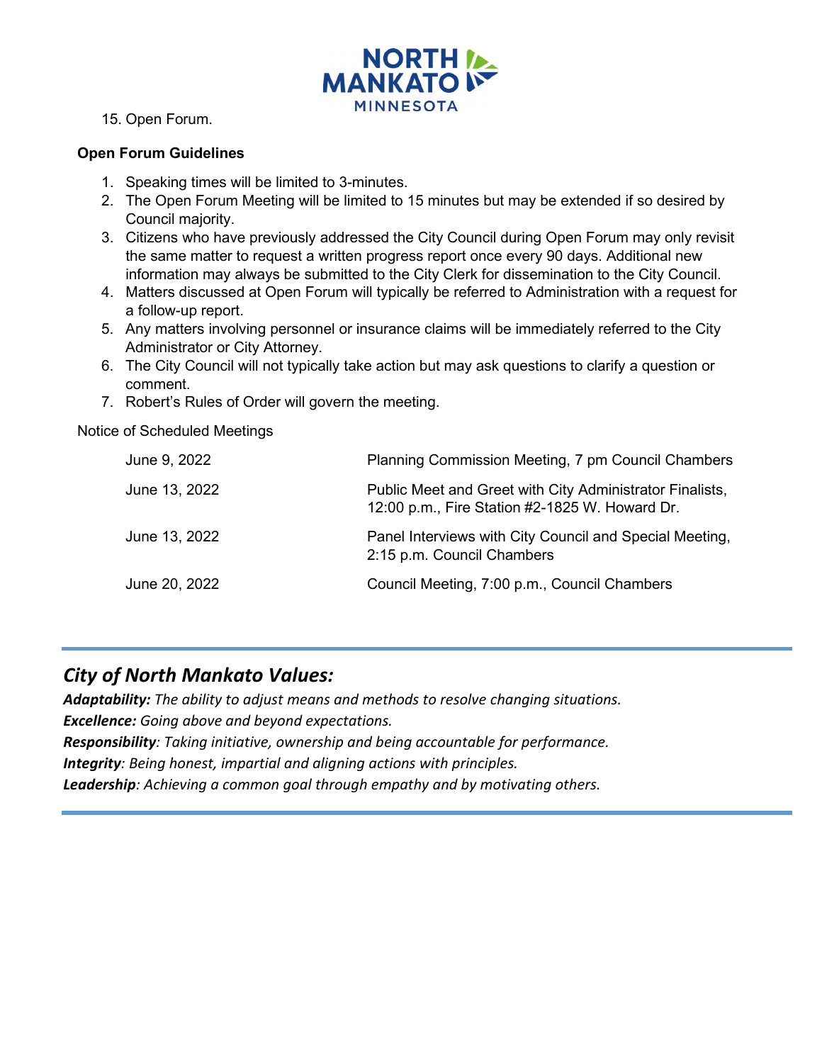15. Open Forum.

**Open Forum Guidelines**

1. Speaking times will be limited to 3-minutes.
2. The Open Forum Meeting will be limited to 15 minutes but may be extended if so desired by Council majority.
3. Citizens who have previously addressed the City Council during Open Forum may only revisit the same matter to request a written progress report once every 90 days. Additional new information may always be submitted to the City Clerk for dissemination to the City Council.
4. Matters discussed at Open Forum will typically be referred to Administration with a request for a follow-up report.
5. Any matters involving personnel or insurance claims will be immediately referred to the City Administrator or City Attorney.
6. The City Council will not typically take action but may ask questions to clarify a question or comment.
7. Robert's Rules of Order will govern the meeting.

Notice of Scheduled Meetings

| | |
|---|---|
| June 9, 2022 | Planning Commission Meeting, 7 pm Council Chambers |
| June 13, 2022 | Public Meet and Greet with City Administrator Finalists, 12:00 p.m., Fire Station #2-1825 W. Howard Dr. |
| June 13, 2022 | Panel Interviews with City Council and Special Meeting, 2:15 p.m. Council Chambers |
| June 20, 2022 | Council Meeting, 7:00 p.m., Council Chambers |

---

## *City of North Mankato Values:*

***Adaptability:*** *The ability to adjust means and methods to resolve changing situations.*
***Excellence:*** *Going above and beyond expectations.*
***Responsibility****: Taking initiative, ownership and being accountable for performance.*
***Integrity****: Being honest, impartial and aligning actions with principles.*
***Leadership****: Achieving a common goal through empathy and by motivating others.*

---